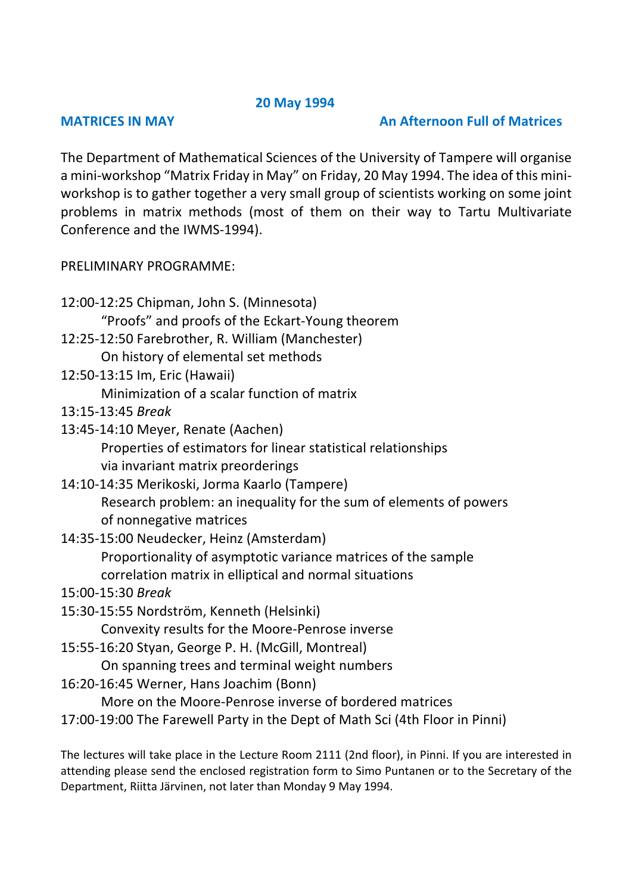**20 May 1994**

**MATRICES IN MAY** **An Afternoon Full of Matrices**

The Department of Mathematical Sciences of the University of Tampere will organise a mini-workshop “Matrix Friday in May” on Friday, 20 May 1994. The idea of this mini-workshop is to gather together a very small group of scientists working on some joint problems in matrix methods (most of them on their way to Tartu Multivariate Conference and the IWMS-1994).

PRELIMINARY PROGRAMME:

12:00-12:25 Chipman, John S. (Minnesota)
  “Proofs” and proofs of the Eckart-Young theorem

12:25-12:50 Farebrother, R. William (Manchester)
  On history of elemental set methods

12:50-13:15 Im, Eric (Hawaii)
  Minimization of a scalar function of matrix

13:15-13:45 *Break*

13:45-14:10 Meyer, Renate (Aachen)
  Properties of estimators for linear statistical relationships via invariant matrix preorderings

14:10-14:35 Merikoski, Jorma Kaarlo (Tampere)
  Research problem: an inequality for the sum of elements of powers of nonnegative matrices

14:35-15:00 Neudecker, Heinz (Amsterdam)
  Proportionality of asymptotic variance matrices of the sample correlation matrix in elliptical and normal situations

15:00-15:30 *Break*

15:30-15:55 Nordström, Kenneth (Helsinki)
  Convexity results for the Moore-Penrose inverse

15:55-16:20 Styan, George P. H. (McGill, Montreal)
  On spanning trees and terminal weight numbers

16:20-16:45 Werner, Hans Joachim (Bonn)
  More on the Moore-Penrose inverse of bordered matrices

17:00-19:00 The Farewell Party in the Dept of Math Sci (4th Floor in Pinni)

The lectures will take place in the Lecture Room 2111 (2nd floor), in Pinni. If you are interested in attending please send the enclosed registration form to Simo Puntanen or to the Secretary of the Department, Riitta Järvinen, not later than Monday 9 May 1994.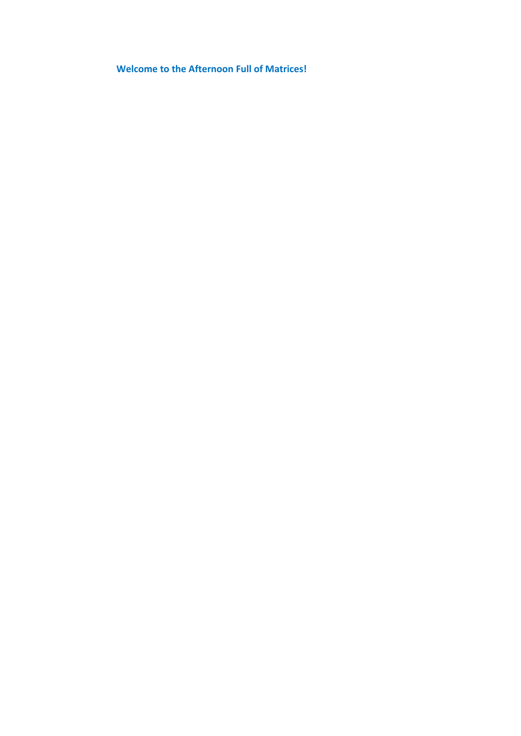**Welcome to the Afternoon Full of Matrices!**